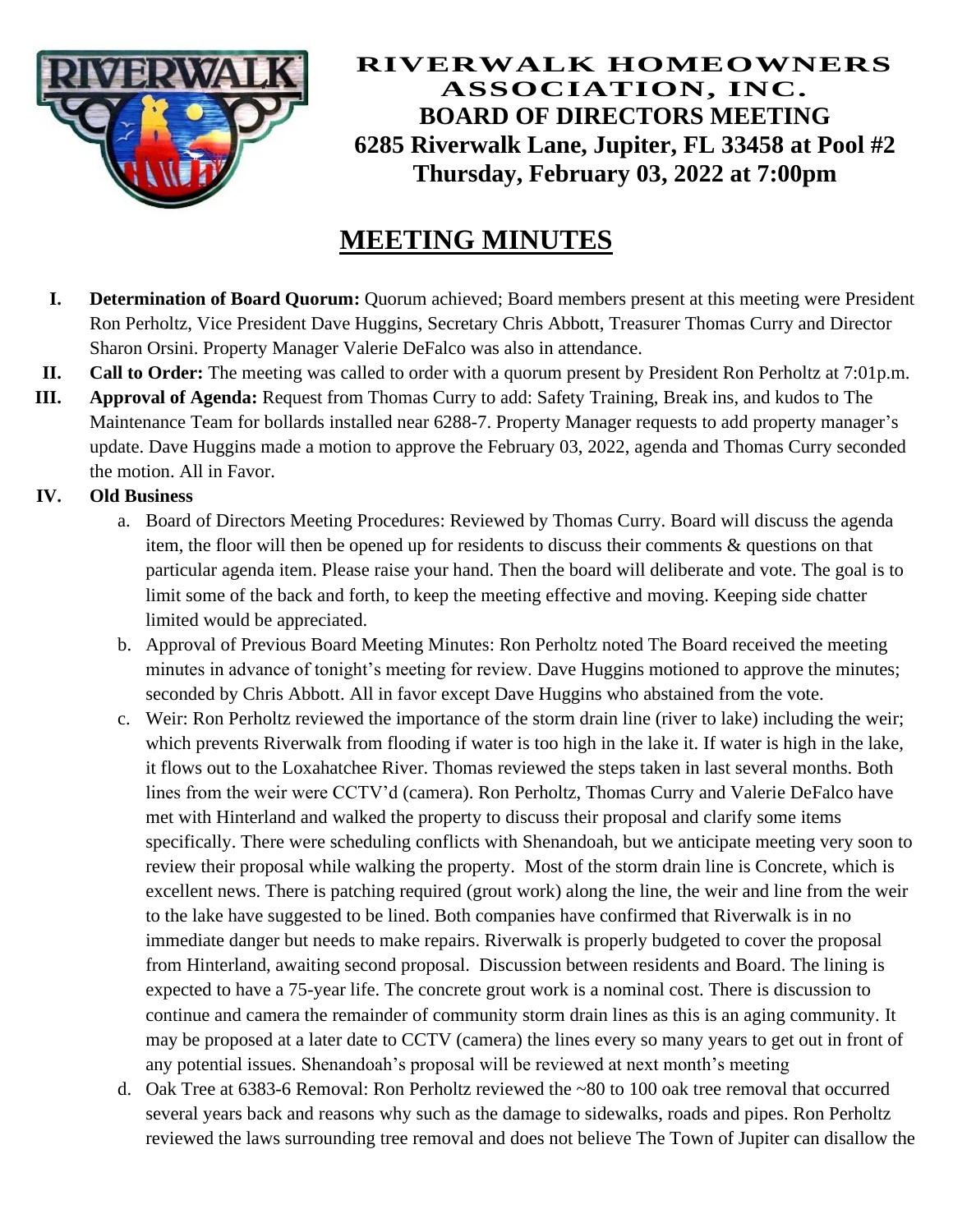# RIVERWALK HOMEOWNERS ASSOCIATION, INC.
## BOARD OF DIRECTORS MEETING
## 6285 Riverwalk Lane, Jupiter, FL 33458 at Pool #2
## Thursday, February 03, 2022 at 7:00pm

# MEETING MINUTES

I. **Determination of Board Quorum:** Quorum achieved; Board members present at this meeting were President Ron Perholtz, Vice President Dave Huggins, Secretary Chris Abbott, Treasurer Thomas Curry and Director Sharon Orsini. Property Manager Valerie DeFalco was also in attendance.

II. **Call to Order:** The meeting was called to order with a quorum present by President Ron Perholtz at 7:01p.m.

III. **Approval of Agenda:** Request from Thomas Curry to add: Safety Training, Break ins, and kudos to The Maintenance Team for bollards installed near 6288-7. Property Manager requests to add property manager's update. Dave Huggins made a motion to approve the February 03, 2022, agenda and Thomas Curry seconded the motion. All in Favor.

IV. **Old Business**

a. Board of Directors Meeting Procedures: Reviewed by Thomas Curry. Board will discuss the agenda item, the floor will then be opened up for residents to discuss their comments & questions on that particular agenda item. Please raise your hand. Then the board will deliberate and vote. The goal is to limit some of the back and forth, to keep the meeting effective and moving. Keeping side chatter limited would be appreciated.

b. Approval of Previous Board Meeting Minutes: Ron Perholtz noted The Board received the meeting minutes in advance of tonight's meeting for review. Dave Huggins motioned to approve the minutes; seconded by Chris Abbott. All in favor except Dave Huggins who abstained from the vote.

c. Weir: Ron Perholtz reviewed the importance of the storm drain line (river to lake) including the weir; which prevents Riverwalk from flooding if water is too high in the lake it. If water is high in the lake, it flows out to the Loxahatchee River. Thomas reviewed the steps taken in last several months. Both lines from the weir were CCTV'd (camera). Ron Perholtz, Thomas Curry and Valerie DeFalco have met with Hinterland and walked the property to discuss their proposal and clarify some items specifically. There were scheduling conflicts with Shenandoah, but we anticipate meeting very soon to review their proposal while walking the property. Most of the storm drain line is Concrete, which is excellent news. There is patching required (grout work) along the line, the weir and line from the weir to the lake have suggested to be lined. Both companies have confirmed that Riverwalk is in no immediate danger but needs to make repairs. Riverwalk is properly budgeted to cover the proposal from Hinterland, awaiting second proposal. Discussion between residents and Board. The lining is expected to have a 75-year life. The concrete grout work is a nominal cost. There is discussion to continue and camera the remainder of community storm drain lines as this is an aging community. It may be proposed at a later date to CCTV (camera) the lines every so many years to get out in front of any potential issues. Shenandoah's proposal will be reviewed at next month's meeting

d. Oak Tree at 6383-6 Removal: Ron Perholtz reviewed the ~80 to 100 oak tree removal that occurred several years back and reasons why such as the damage to sidewalks, roads and pipes. Ron Perholtz reviewed the laws surrounding tree removal and does not believe The Town of Jupiter can disallow the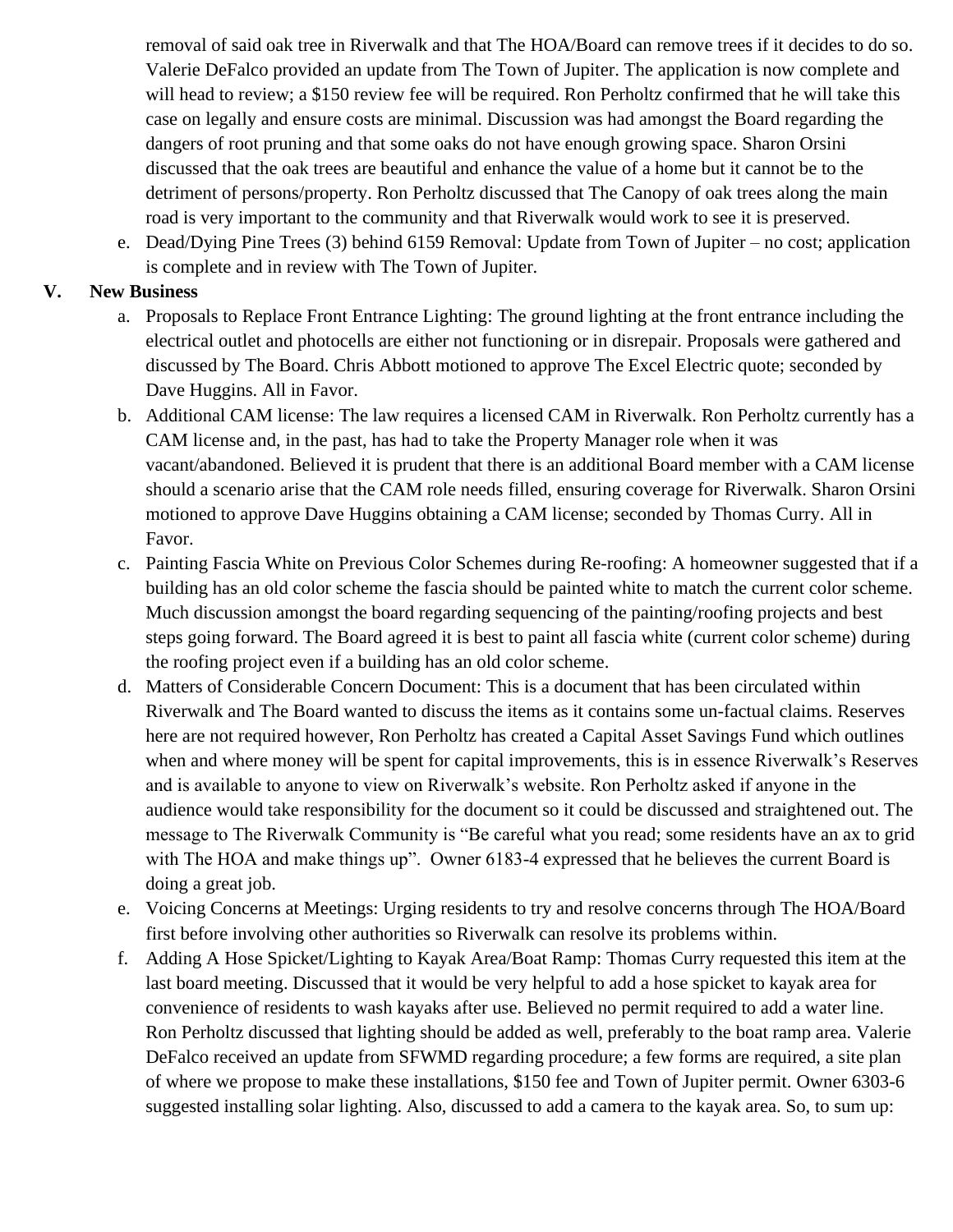removal of said oak tree in Riverwalk and that The HOA/Board can remove trees if it decides to do so. Valerie DeFalco provided an update from The Town of Jupiter. The application is now complete and will head to review; a $150 review fee will be required. Ron Perholtz confirmed that he will take this case on legally and ensure costs are minimal. Discussion was had amongst the Board regarding the dangers of root pruning and that some oaks do not have enough growing space. Sharon Orsini discussed that the oak trees are beautiful and enhance the value of a home but it cannot be to the detriment of persons/property. Ron Perholtz discussed that The Canopy of oak trees along the main road is very important to the community and that Riverwalk would work to see it is preserved.

e. Dead/Dying Pine Trees (3) behind 6159 Removal: Update from Town of Jupiter – no cost; application is complete and in review with The Town of Jupiter.

## V. New Business

a. Proposals to Replace Front Entrance Lighting: The ground lighting at the front entrance including the electrical outlet and photocells are either not functioning or in disrepair. Proposals were gathered and discussed by The Board. Chris Abbott motioned to approve The Excel Electric quote; seconded by Dave Huggins. All in Favor.

b. Additional CAM license: The law requires a licensed CAM in Riverwalk. Ron Perholtz currently has a CAM license and, in the past, has had to take the Property Manager role when it was vacant/abandoned. Believed it is prudent that there is an additional Board member with a CAM license should a scenario arise that the CAM role needs filled, ensuring coverage for Riverwalk. Sharon Orsini motioned to approve Dave Huggins obtaining a CAM license; seconded by Thomas Curry. All in Favor.

c. Painting Fascia White on Previous Color Schemes during Re-roofing: A homeowner suggested that if a building has an old color scheme the fascia should be painted white to match the current color scheme. Much discussion amongst the board regarding sequencing of the painting/roofing projects and best steps going forward. The Board agreed it is best to paint all fascia white (current color scheme) during the roofing project even if a building has an old color scheme.

d. Matters of Considerable Concern Document: This is a document that has been circulated within Riverwalk and The Board wanted to discuss the items as it contains some un-factual claims. Reserves here are not required however, Ron Perholtz has created a Capital Asset Savings Fund which outlines when and where money will be spent for capital improvements, this is in essence Riverwalk's Reserves and is available to anyone to view on Riverwalk's website. Ron Perholtz asked if anyone in the audience would take responsibility for the document so it could be discussed and straightened out. The message to The Riverwalk Community is "Be careful what you read; some residents have an ax to grid with The HOA and make things up". Owner 6183-4 expressed that he believes the current Board is doing a great job.

e. Voicing Concerns at Meetings: Urging residents to try and resolve concerns through The HOA/Board first before involving other authorities so Riverwalk can resolve its problems within.

f. Adding A Hose Spicket/Lighting to Kayak Area/Boat Ramp: Thomas Curry requested this item at the last board meeting. Discussed that it would be very helpful to add a hose spicket to kayak area for convenience of residents to wash kayaks after use. Believed no permit required to add a water line. Ron Perholtz discussed that lighting should be added as well, preferably to the boat ramp area. Valerie DeFalco received an update from SFWMD regarding procedure; a few forms are required, a site plan of where we propose to make these installations, $150 fee and Town of Jupiter permit. Owner 6303-6 suggested installing solar lighting. Also, discussed to add a camera to the kayak area. So, to sum up: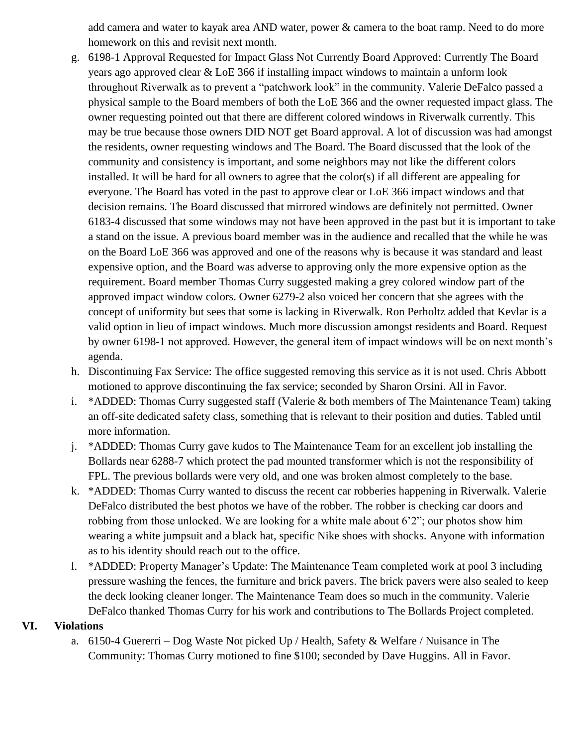add camera and water to kayak area AND water, power & camera to the boat ramp. Need to do more homework on this and revisit next month.

g. 6198-1 Approval Requested for Impact Glass Not Currently Board Approved: Currently The Board years ago approved clear & LoE 366 if installing impact windows to maintain a unform look throughout Riverwalk as to prevent a "patchwork look" in the community. Valerie DeFalco passed a physical sample to the Board members of both the LoE 366 and the owner requested impact glass. The owner requesting pointed out that there are different colored windows in Riverwalk currently. This may be true because those owners DID NOT get Board approval. A lot of discussion was had amongst the residents, owner requesting windows and The Board. The Board discussed that the look of the community and consistency is important, and some neighbors may not like the different colors installed. It will be hard for all owners to agree that the color(s) if all different are appealing for everyone. The Board has voted in the past to approve clear or LoE 366 impact windows and that decision remains. The Board discussed that mirrored windows are definitely not permitted. Owner 6183-4 discussed that some windows may not have been approved in the past but it is important to take a stand on the issue. A previous board member was in the audience and recalled that the while he was on the Board LoE 366 was approved and one of the reasons why is because it was standard and least expensive option, and the Board was adverse to approving only the more expensive option as the requirement. Board member Thomas Curry suggested making a grey colored window part of the approved impact window colors. Owner 6279-2 also voiced her concern that she agrees with the concept of uniformity but sees that some is lacking in Riverwalk. Ron Perholtz added that Kevlar is a valid option in lieu of impact windows. Much more discussion amongst residents and Board. Request by owner 6198-1 not approved. However, the general item of impact windows will be on next month's agenda.

h. Discontinuing Fax Service: The office suggested removing this service as it is not used. Chris Abbott motioned to approve discontinuing the fax service; seconded by Sharon Orsini. All in Favor.

i. *ADDED: Thomas Curry suggested staff (Valerie & both members of The Maintenance Team) taking an off-site dedicated safety class, something that is relevant to their position and duties. Tabled until more information.

j. *ADDED: Thomas Curry gave kudos to The Maintenance Team for an excellent job installing the Bollards near 6288-7 which protect the pad mounted transformer which is not the responsibility of FPL. The previous bollards were very old, and one was broken almost completely to the base.

k. *ADDED: Thomas Curry wanted to discuss the recent car robberies happening in Riverwalk. Valerie DeFalco distributed the best photos we have of the robber. The robber is checking car doors and robbing from those unlocked. We are looking for a white male about 6'2"; our photos show him wearing a white jumpsuit and a black hat, specific Nike shoes with shocks. Anyone with information as to his identity should reach out to the office.

l. *ADDED: Property Manager's Update: The Maintenance Team completed work at pool 3 including pressure washing the fences, the furniture and brick pavers. The brick pavers were also sealed to keep the deck looking cleaner longer. The Maintenance Team does so much in the community. Valerie DeFalco thanked Thomas Curry for his work and contributions to The Bollards Project completed.

## VI. Violations

a. 6150-4 Guererri – Dog Waste Not picked Up / Health, Safety & Welfare / Nuisance in The Community: Thomas Curry motioned to fine $100; seconded by Dave Huggins. All in Favor.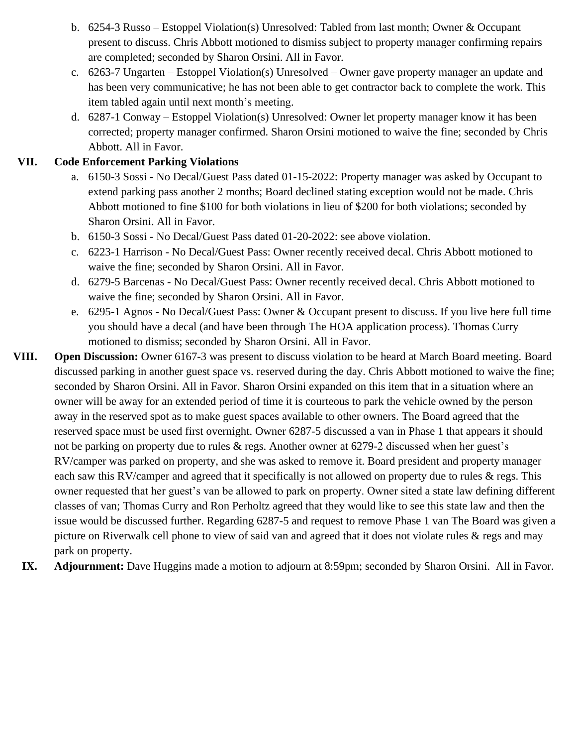b. 6254-3 Russo – Estoppel Violation(s) Unresolved: Tabled from last month; Owner & Occupant present to discuss. Chris Abbott motioned to dismiss subject to property manager confirming repairs are completed; seconded by Sharon Orsini. All in Favor.

c. 6263-7 Ungarten – Estoppel Violation(s) Unresolved – Owner gave property manager an update and has been very communicative; he has not been able to get contractor back to complete the work. This item tabled again until next month's meeting.

d. 6287-1 Conway – Estoppel Violation(s) Unresolved: Owner let property manager know it has been corrected; property manager confirmed. Sharon Orsini motioned to waive the fine; seconded by Chris Abbott. All in Favor.

**VII. Code Enforcement Parking Violations**

a. 6150-3 Sossi - No Decal/Guest Pass dated 01-15-2022: Property manager was asked by Occupant to extend parking pass another 2 months; Board declined stating exception would not be made. Chris Abbott motioned to fine $100 for both violations in lieu of $200 for both violations; seconded by Sharon Orsini. All in Favor.

b. 6150-3 Sossi - No Decal/Guest Pass dated 01-20-2022: see above violation.

c. 6223-1 Harrison - No Decal/Guest Pass: Owner recently received decal. Chris Abbott motioned to waive the fine; seconded by Sharon Orsini. All in Favor.

d. 6279-5 Barcenas - No Decal/Guest Pass: Owner recently received decal. Chris Abbott motioned to waive the fine; seconded by Sharon Orsini. All in Favor.

e. 6295-1 Agnos - No Decal/Guest Pass: Owner & Occupant present to discuss. If you live here full time you should have a decal (and have been through The HOA application process). Thomas Curry motioned to dismiss; seconded by Sharon Orsini. All in Favor.

**VIII. Open Discussion:** Owner 6167-3 was present to discuss violation to be heard at March Board meeting. Board discussed parking in another guest space vs. reserved during the day. Chris Abbott motioned to waive the fine; seconded by Sharon Orsini. All in Favor. Sharon Orsini expanded on this item that in a situation where an owner will be away for an extended period of time it is courteous to park the vehicle owned by the person away in the reserved spot as to make guest spaces available to other owners. The Board agreed that the reserved space must be used first overnight. Owner 6287-5 discussed a van in Phase 1 that appears it should not be parking on property due to rules & regs. Another owner at 6279-2 discussed when her guest's RV/camper was parked on property, and she was asked to remove it. Board president and property manager each saw this RV/camper and agreed that it specifically is not allowed on property due to rules & regs. This owner requested that her guest's van be allowed to park on property. Owner sited a state law defining different classes of van; Thomas Curry and Ron Perholtz agreed that they would like to see this state law and then the issue would be discussed further. Regarding 6287-5 and request to remove Phase 1 van The Board was given a picture on Riverwalk cell phone to view of said van and agreed that it does not violate rules & regs and may park on property.

**IX. Adjournment:** Dave Huggins made a motion to adjourn at 8:59pm; seconded by Sharon Orsini. All in Favor.